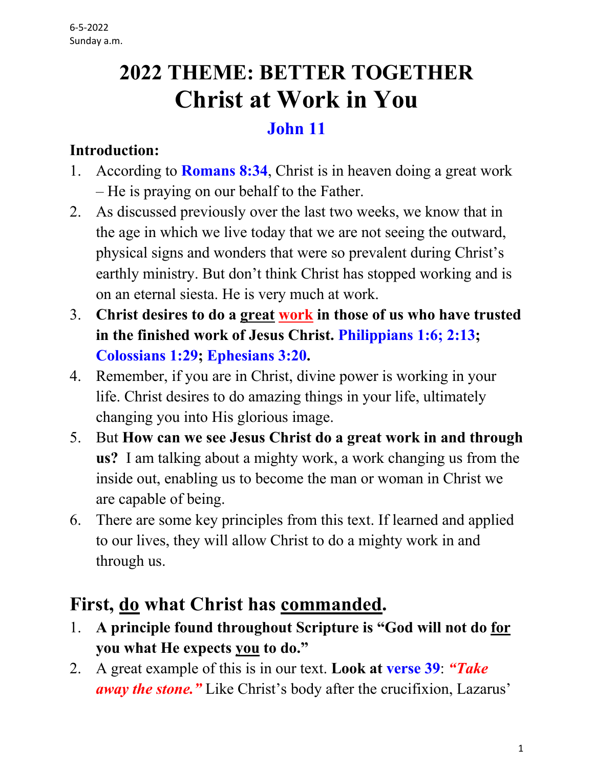6-5-2022
Sunday a.m.

# 2022 THEME: BETTER TOGETHER
# Christ at Work in You

## John 11

**Introduction:**

1. According to **Romans 8:34**, Christ is in heaven doing a great work – He is praying on our behalf to the Father.
2. As discussed previously over the last two weeks, we know that in the age in which we live today that we are not seeing the outward, physical signs and wonders that were so prevalent during Christ's earthly ministry. But don't think Christ has stopped working and is on an eternal siesta. He is very much at work.
3. **Christ desires to do a great work in those of us who have trusted in the finished work of Jesus Christ. Philippians 1:6; 2:13; Colossians 1:29; Ephesians 3:20.**
4. Remember, if you are in Christ, divine power is working in your life. Christ desires to do amazing things in your life, ultimately changing you into His glorious image.
5. But **How can we see Jesus Christ do a great work in and through us?** I am talking about a mighty work, a work changing us from the inside out, enabling us to become the man or woman in Christ we are capable of being.
6. There are some key principles from this text. If learned and applied to our lives, they will allow Christ to do a mighty work in and through us.

## First, do what Christ has commanded.

1. **A principle found throughout Scripture is "God will not do for you what He expects you to do."**
2. A great example of this is in our text. **Look at verse 39**: ***"Take away the stone."*** Like Christ's body after the crucifixion, Lazarus'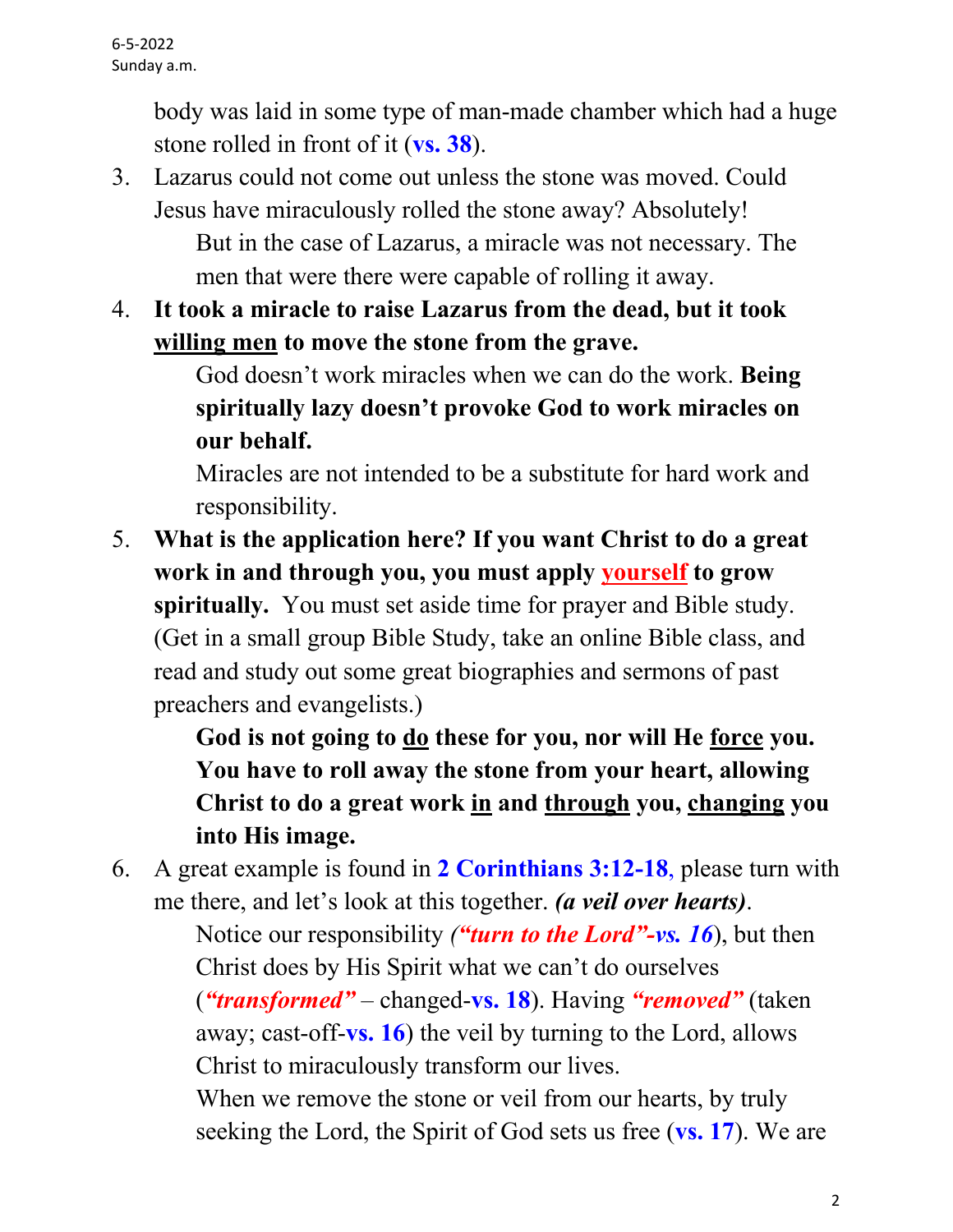body was laid in some type of man-made chamber which had a huge stone rolled in front of it (**vs. 38**).

3. Lazarus could not come out unless the stone was moved. Could Jesus have miraculously rolled the stone away? Absolutely!

   But in the case of Lazarus, a miracle was not necessary. The men that were there were capable of rolling it away.

4. **It took a miracle to raise Lazarus from the dead, but it took <u>willing men</u> to move the stone from the grave.**

   God doesn't work miracles when we can do the work. **Being spiritually lazy doesn't provoke God to work miracles on our behalf.**

   Miracles are not intended to be a substitute for hard work and responsibility.

5. **What is the application here? If you want Christ to do a great work in and through you, you must apply <u>yourself</u> to grow spiritually.** You must set aside time for prayer and Bible study. (Get in a small group Bible Study, take an online Bible class, and read and study out some great biographies and sermons of past preachers and evangelists.)

   **God is not going to <u>do</u> these for you, nor will He <u>force</u> you. You have to roll away the stone from your heart, allowing Christ to do a great work <u>in</u> and <u>through</u> you, <u>changing</u> you into His image.**

6. A great example is found in **2 Corinthians 3:12-18**, please turn with me there, and let's look at this together. ***(a veil over hearts)***.

   Notice our responsibility ***("turn to the Lord"-vs. 16***), but then Christ does by His Spirit what we can't do ourselves (***"transformed"*** – changed-**vs. 18**). Having ***"removed"*** (taken away; cast-off-**vs. 16**) the veil by turning to the Lord, allows Christ to miraculously transform our lives.

   When we remove the stone or veil from our hearts, by truly seeking the Lord, the Spirit of God sets us free (**vs. 17**). We are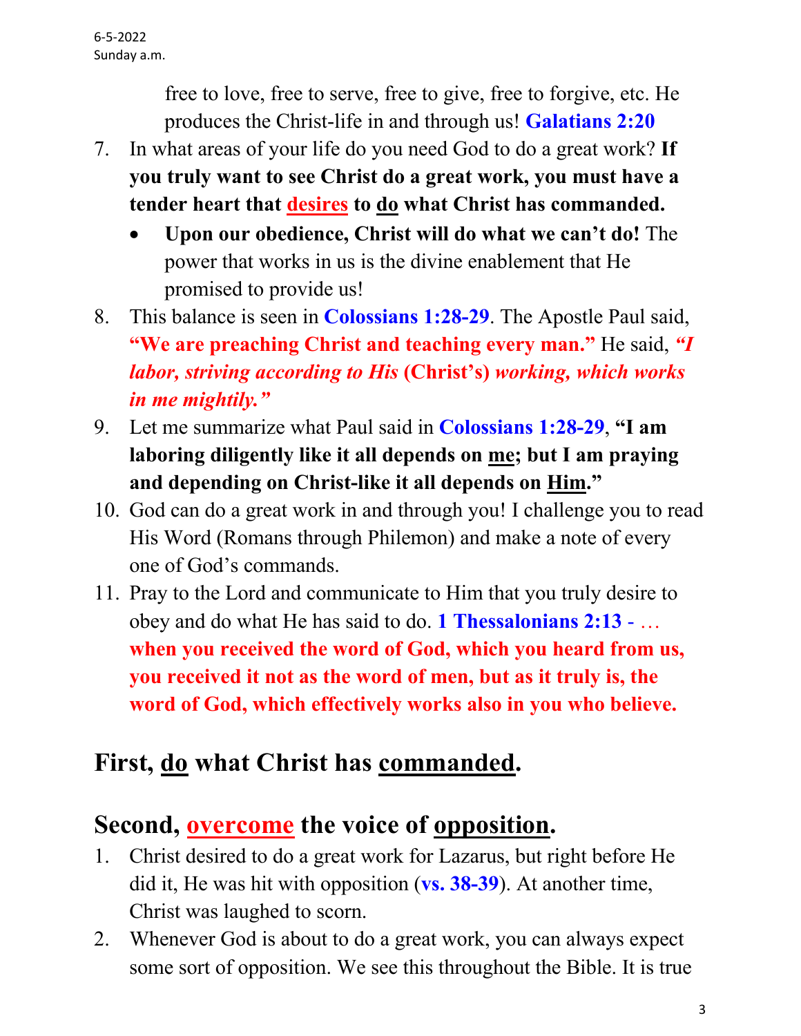free to love, free to serve, free to give, free to forgive, etc. He produces the Christ-life in and through us! **Galatians 2:20**

7. In what areas of your life do you need God to do a great work? **If you truly want to see Christ do a great work, you must have a tender heart that desires to do what Christ has commanded.**
   - **Upon our obedience, Christ will do what we can't do!** The power that works in us is the divine enablement that He promised to provide us!
8. This balance is seen in **Colossians 1:28-29**. The Apostle Paul said, **"We are preaching Christ and teaching every man."** He said, ***"I labor, striving according to His*** **(Christ's)** ***working, which works in me mightily."***
9. Let me summarize what Paul said in **Colossians 1:28-29**, **"I am laboring diligently like it all depends on me; but I am praying and depending on Christ-like it all depends on Him."**
10. God can do a great work in and through you! I challenge you to read His Word (Romans through Philemon) and make a note of every one of God's commands.
11. Pray to the Lord and communicate to Him that you truly desire to obey and do what He has said to do. **1 Thessalonians 2:13** - … **when you received the word of God, which you heard from us, you received it not as the word of men, but as it truly is, the word of God, which effectively works also in you who believe.**

## First, do what Christ has commanded.

## Second, overcome the voice of opposition.

1. Christ desired to do a great work for Lazarus, but right before He did it, He was hit with opposition (**vs. 38-39**). At another time, Christ was laughed to scorn.
2. Whenever God is about to do a great work, you can always expect some sort of opposition. We see this throughout the Bible. It is true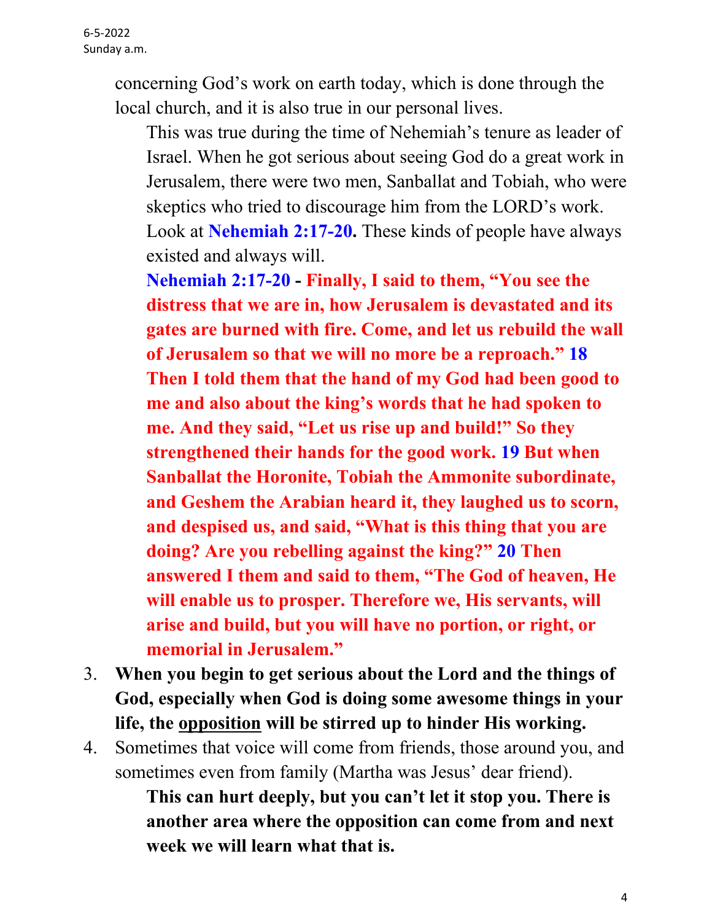concerning God's work on earth today, which is done through the local church, and it is also true in our personal lives.

This was true during the time of Nehemiah's tenure as leader of Israel. When he got serious about seeing God do a great work in Jerusalem, there were two men, Sanballat and Tobiah, who were skeptics who tried to discourage him from the LORD's work. Look at **Nehemiah 2:17-20.** These kinds of people have always existed and always will.

**Nehemiah 2:17-20 - Finally, I said to them, "You see the distress that we are in, how Jerusalem is devastated and its gates are burned with fire. Come, and let us rebuild the wall of Jerusalem so that we will no more be a reproach." 18 Then I told them that the hand of my God had been good to me and also about the king's words that he had spoken to me. And they said, "Let us rise up and build!" So they strengthened their hands for the good work. 19 But when Sanballat the Horonite, Tobiah the Ammonite subordinate, and Geshem the Arabian heard it, they laughed us to scorn, and despised us, and said, "What is this thing that you are doing? Are you rebelling against the king?" 20 Then answered I them and said to them, "The God of heaven, He will enable us to prosper. Therefore we, His servants, will arise and build, but you will have no portion, or right, or memorial in Jerusalem."**

3. **When you begin to get serious about the Lord and the things of God, especially when God is doing some awesome things in your life, the <u>opposition</u> will be stirred up to hinder His working.**
4. Sometimes that voice will come from friends, those around you, and sometimes even from family (Martha was Jesus' dear friend).

   **This can hurt deeply, but you can't let it stop you. There is another area where the opposition can come from and next week we will learn what that is.**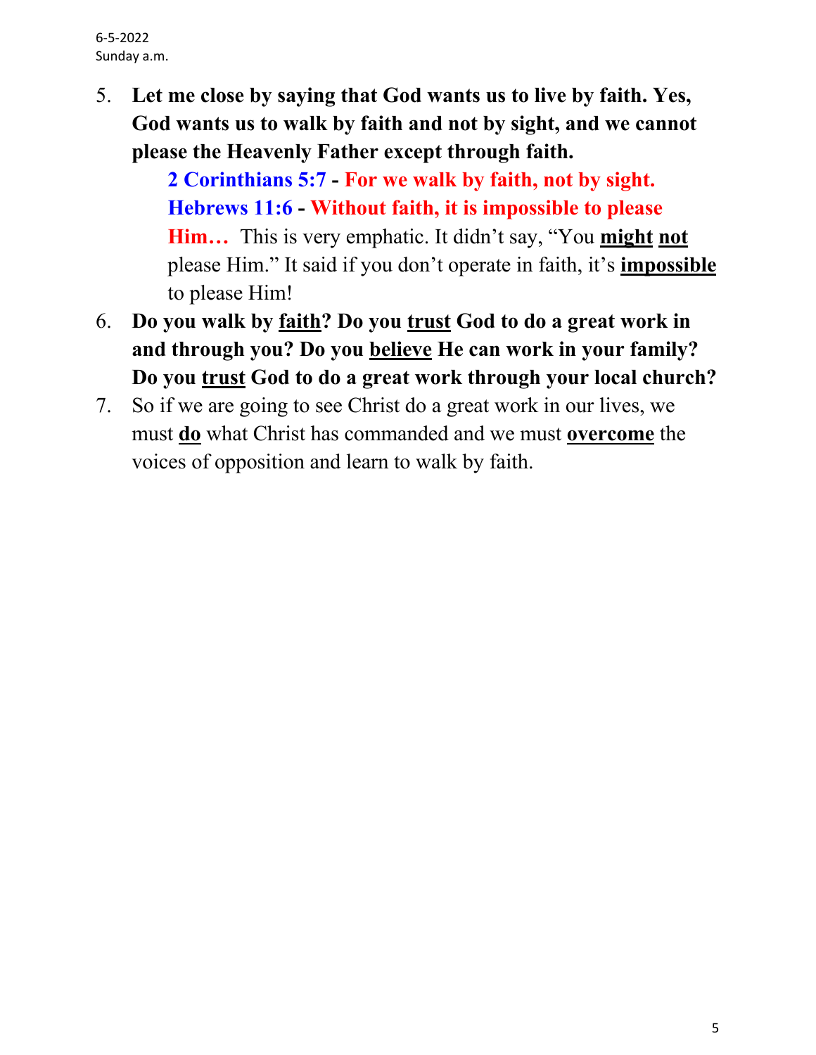5. **Let me close by saying that God wants us to live by faith. Yes, God wants us to walk by faith and not by sight, and we cannot please the Heavenly Father except through faith.**

   **2 Corinthians 5:7 - For we walk by faith, not by sight.**
   **Hebrews 11:6 - Without faith, it is impossible to please Him…** This is very emphatic. It didn't say, "You **<u>might</u> <u>not</u>** please Him." It said if you don't operate in faith, it's **<u>impossible</u>** to please Him!

6. **Do you walk by <u>faith</u>? Do you <u>trust</u> God to do a great work in and through you? Do you <u>believe</u> He can work in your family? Do you <u>trust</u> God to do a great work through your local church?**

7. So if we are going to see Christ do a great work in our lives, we must **<u>do</u>** what Christ has commanded and we must **<u>overcome</u>** the voices of opposition and learn to walk by faith.